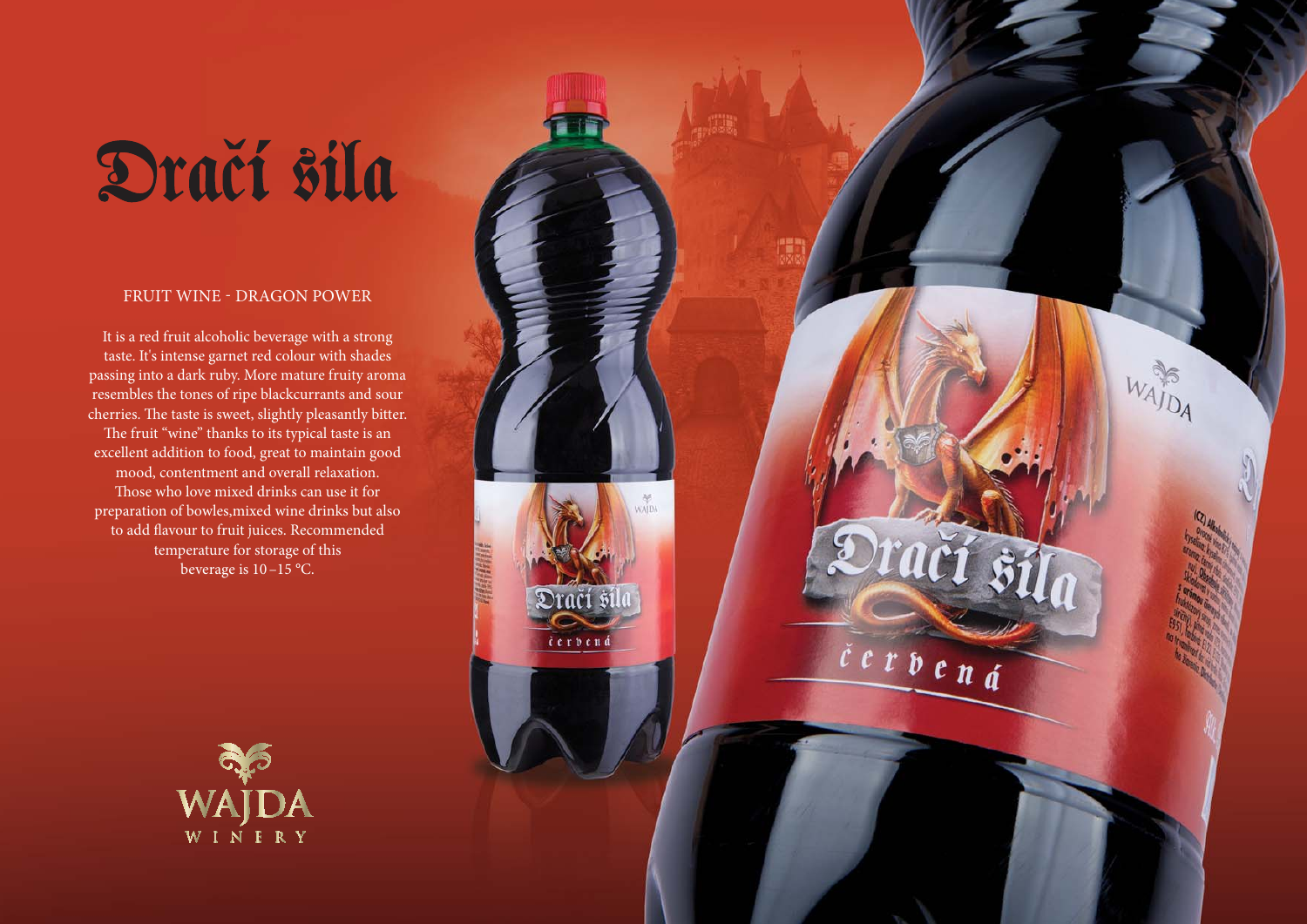# Dračí síla

## FRUIT WINE - DRAGON POWER

It is a red fruit alcoholic beverage with a strong taste. It's intense garnet red colour with shades passing into a dark ruby. More mature fruity aroma resembles the tones of ripe blackcurrants and sour cherries. The taste is sweet, slightly pleasantly bitter. The fruit "wine" thanks to its typical taste is an excellent addition to food, great to maintain good mood, contentment and overall relaxation. Those who love mixed drinks can use it for preparation of bowles,mixed wine drinks but also to add flavour to fruit juices. Recommended temperature for storage of this beverage is 10–15 °C.

WAJDA WINERY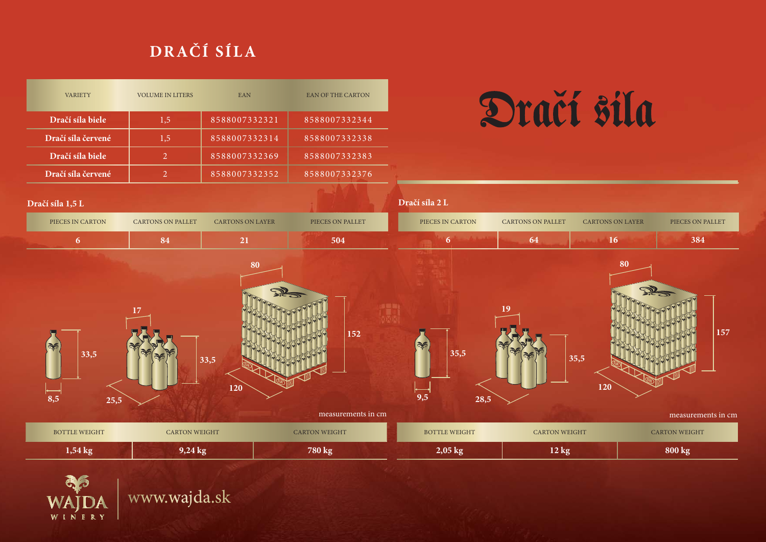# DRAČÍ SÍLA

| VARIETY | VOLUME IN LITERS | EAN | EAN OF THE CARTON |
|---|---|---|---|
| **Dračí síla biele** | 1,5 | 8588007332321 | 8588007332344 |
| **Dračí síla červené** | 1,5 | 8588007332314 | 8588007332338 |
| **Dračí síla biele** | 2 | 8588007332369 | 8588007332383 |
| **Dračí síla červené** | 2 | 8588007332352 | 8588007332376 |

Dračí síla

## Dračí síla 1,5 L

| PIECES IN CARTON | CARTONS ON PALLET | CARTONS ON LAYER | PIECES ON PALLET |
|---|---|---|---|
| **6** | **84** | **21** | **504** |

33,5
8,5
17
33,5
25,5
80
152
120

measurements in cm

| BOTTLE WEIGHT | CARTON WEIGHT | CARTON WEIGHT |
|---|---|---|
| **1,54 kg** | **9,24 kg** | **780 kg** |

## Dračí síla 2 L

| PIECES IN CARTON | CARTONS ON PALLET | CARTONS ON LAYER | PIECES ON PALLET |
|---|---|---|---|
| **6** | **64** | **16** | **384** |

35,5
9,5
19
35,5
28,5
80
157
120

measurements in cm

| BOTTLE WEIGHT | CARTON WEIGHT | CARTON WEIGHT |
|---|---|---|
| **2,05 kg** | **12 kg** | **800 kg** |

WAJDA WINERY

www.wajda.sk